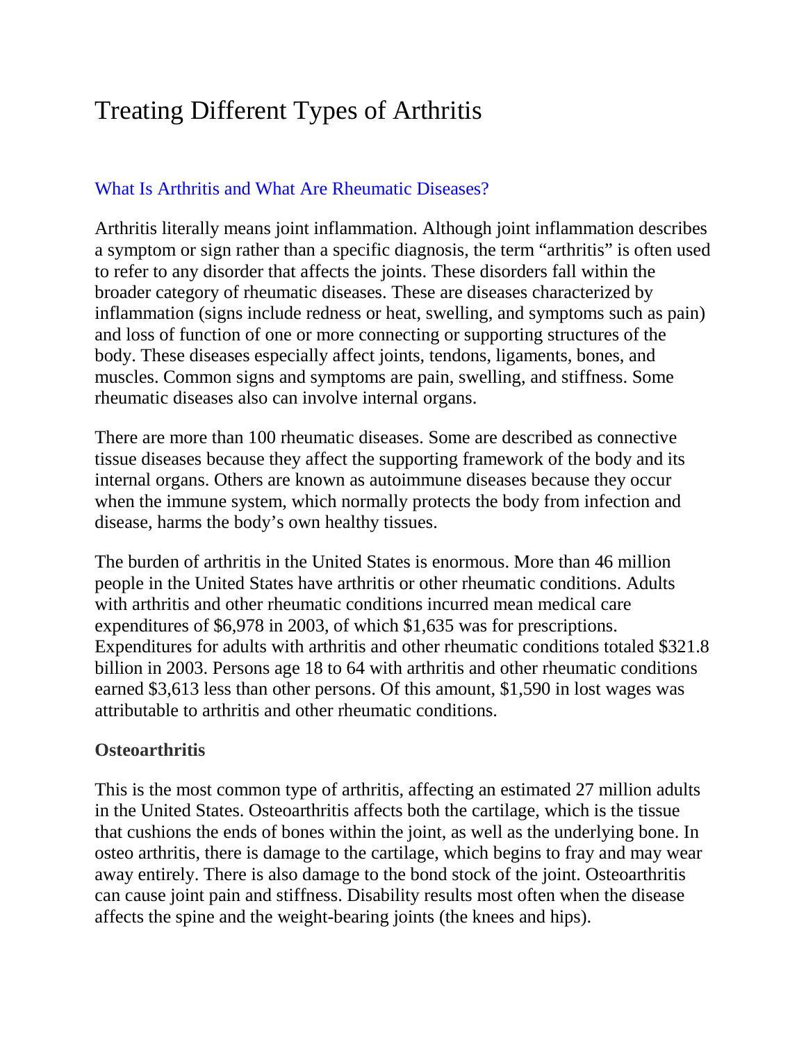# Treating Different Types of Arthritis

## What Is Arthritis and What Are Rheumatic Diseases?

Arthritis literally means joint inflammation. Although joint inflammation describes a symptom or sign rather than a specific diagnosis, the term "arthritis" is often used to refer to any disorder that affects the joints. These disorders fall within the broader category of rheumatic diseases. These are diseases characterized by inflammation (signs include redness or heat, swelling, and symptoms such as pain) and loss of function of one or more connecting or supporting structures of the body. These diseases especially affect joints, tendons, ligaments, bones, and muscles. Common signs and symptoms are pain, swelling, and stiffness. Some rheumatic diseases also can involve internal organs.

There are more than 100 rheumatic diseases. Some are described as connective tissue diseases because they affect the supporting framework of the body and its internal organs. Others are known as autoimmune diseases because they occur when the immune system, which normally protects the body from infection and disease, harms the body's own healthy tissues.

The burden of arthritis in the United States is enormous. More than 46 million people in the United States have arthritis or other rheumatic conditions. Adults with arthritis and other rheumatic conditions incurred mean medical care expenditures of $6,978 in 2003, of which $1,635 was for prescriptions. Expenditures for adults with arthritis and other rheumatic conditions totaled $321.8 billion in 2003. Persons age 18 to 64 with arthritis and other rheumatic conditions earned $3,613 less than other persons. Of this amount, $1,590 in lost wages was attributable to arthritis and other rheumatic conditions.

### Osteoarthritis

This is the most common type of arthritis, affecting an estimated 27 million adults in the United States. Osteoarthritis affects both the cartilage, which is the tissue that cushions the ends of bones within the joint, as well as the underlying bone. In osteo arthritis, there is damage to the cartilage, which begins to fray and may wear away entirely. There is also damage to the bond stock of the joint. Osteoarthritis can cause joint pain and stiffness. Disability results most often when the disease affects the spine and the weight-bearing joints (the knees and hips).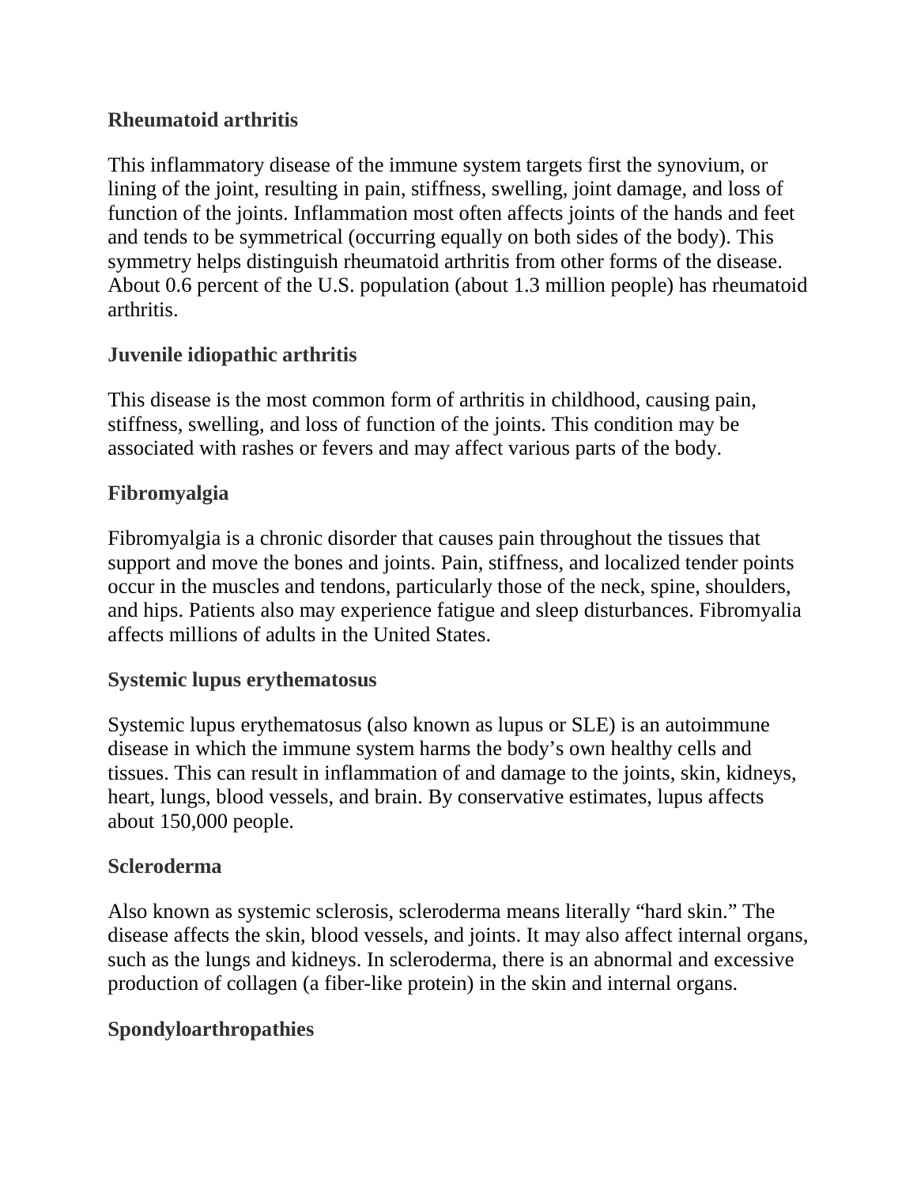**Rheumatoid arthritis**

This inflammatory disease of the immune system targets first the synovium, or lining of the joint, resulting in pain, stiffness, swelling, joint damage, and loss of function of the joints. Inflammation most often affects joints of the hands and feet and tends to be symmetrical (occurring equally on both sides of the body). This symmetry helps distinguish rheumatoid arthritis from other forms of the disease. About 0.6 percent of the U.S. population (about 1.3 million people) has rheumatoid arthritis.

**Juvenile idiopathic arthritis**

This disease is the most common form of arthritis in childhood, causing pain, stiffness, swelling, and loss of function of the joints. This condition may be associated with rashes or fevers and may affect various parts of the body.

**Fibromyalgia**

Fibromyalgia is a chronic disorder that causes pain throughout the tissues that support and move the bones and joints. Pain, stiffness, and localized tender points occur in the muscles and tendons, particularly those of the neck, spine, shoulders, and hips. Patients also may experience fatigue and sleep disturbances. Fibromyalia affects millions of adults in the United States.

**Systemic lupus erythematosus**

Systemic lupus erythematosus (also known as lupus or SLE) is an autoimmune disease in which the immune system harms the body's own healthy cells and tissues. This can result in inflammation of and damage to the joints, skin, kidneys, heart, lungs, blood vessels, and brain. By conservative estimates, lupus affects about 150,000 people.

**Scleroderma**

Also known as systemic sclerosis, scleroderma means literally "hard skin." The disease affects the skin, blood vessels, and joints. It may also affect internal organs, such as the lungs and kidneys. In scleroderma, there is an abnormal and excessive production of collagen (a fiber-like protein) in the skin and internal organs.

**Spondyloarthropathies**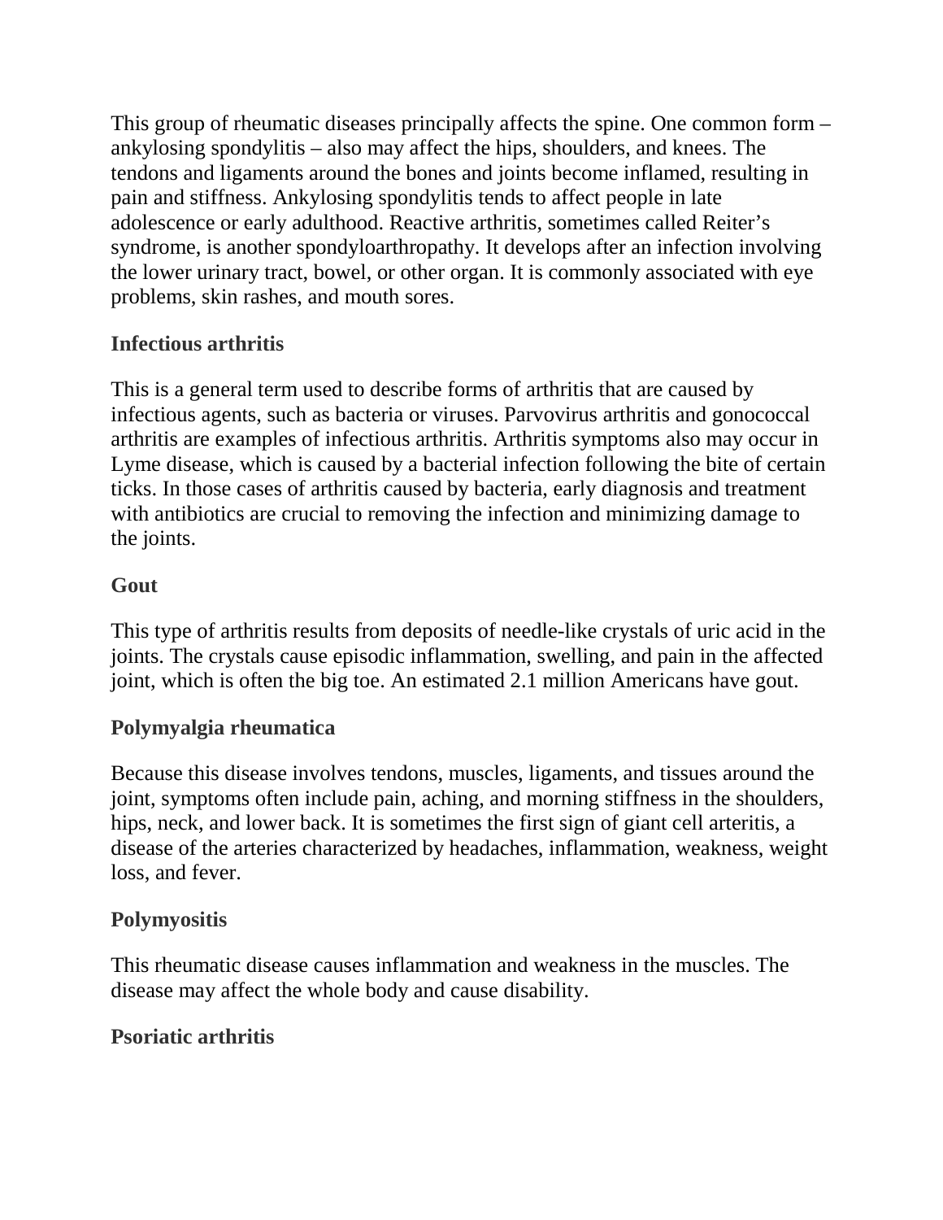This group of rheumatic diseases principally affects the spine. One common form – ankylosing spondylitis – also may affect the hips, shoulders, and knees. The tendons and ligaments around the bones and joints become inflamed, resulting in pain and stiffness. Ankylosing spondylitis tends to affect people in late adolescence or early adulthood. Reactive arthritis, sometimes called Reiter's syndrome, is another spondyloarthropathy. It develops after an infection involving the lower urinary tract, bowel, or other organ. It is commonly associated with eye problems, skin rashes, and mouth sores.

**Infectious arthritis**

This is a general term used to describe forms of arthritis that are caused by infectious agents, such as bacteria or viruses. Parvovirus arthritis and gonococcal arthritis are examples of infectious arthritis. Arthritis symptoms also may occur in Lyme disease, which is caused by a bacterial infection following the bite of certain ticks. In those cases of arthritis caused by bacteria, early diagnosis and treatment with antibiotics are crucial to removing the infection and minimizing damage to the joints.

**Gout**

This type of arthritis results from deposits of needle-like crystals of uric acid in the joints. The crystals cause episodic inflammation, swelling, and pain in the affected joint, which is often the big toe. An estimated 2.1 million Americans have gout.

**Polymyalgia rheumatica**

Because this disease involves tendons, muscles, ligaments, and tissues around the joint, symptoms often include pain, aching, and morning stiffness in the shoulders, hips, neck, and lower back. It is sometimes the first sign of giant cell arteritis, a disease of the arteries characterized by headaches, inflammation, weakness, weight loss, and fever.

**Polymyositis**

This rheumatic disease causes inflammation and weakness in the muscles. The disease may affect the whole body and cause disability.

**Psoriatic arthritis**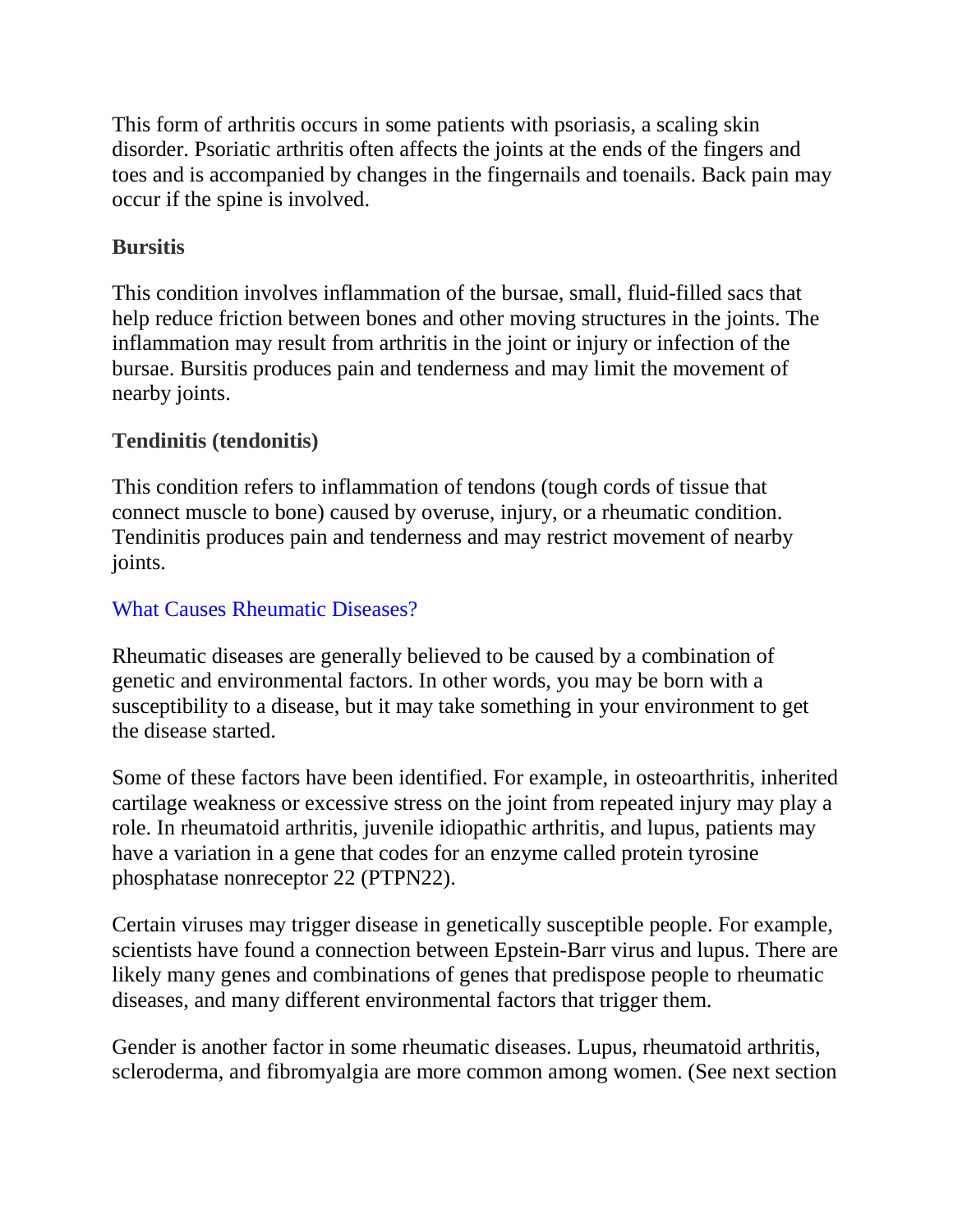This form of arthritis occurs in some patients with psoriasis, a scaling skin disorder. Psoriatic arthritis often affects the joints at the ends of the fingers and toes and is accompanied by changes in the fingernails and toenails. Back pain may occur if the spine is involved.

**Bursitis**

This condition involves inflammation of the bursae, small, fluid-filled sacs that help reduce friction between bones and other moving structures in the joints. The inflammation may result from arthritis in the joint or injury or infection of the bursae. Bursitis produces pain and tenderness and may limit the movement of nearby joints.

**Tendinitis (tendonitis)**

This condition refers to inflammation of tendons (tough cords of tissue that connect muscle to bone) caused by overuse, injury, or a rheumatic condition. Tendinitis produces pain and tenderness and may restrict movement of nearby joints.

## What Causes Rheumatic Diseases?

Rheumatic diseases are generally believed to be caused by a combination of genetic and environmental factors. In other words, you may be born with a susceptibility to a disease, but it may take something in your environment to get the disease started.

Some of these factors have been identified. For example, in osteoarthritis, inherited cartilage weakness or excessive stress on the joint from repeated injury may play a role. In rheumatoid arthritis, juvenile idiopathic arthritis, and lupus, patients may have a variation in a gene that codes for an enzyme called protein tyrosine phosphatase nonreceptor 22 (PTPN22).

Certain viruses may trigger disease in genetically susceptible people. For example, scientists have found a connection between Epstein-Barr virus and lupus. There are likely many genes and combinations of genes that predispose people to rheumatic diseases, and many different environmental factors that trigger them.

Gender is another factor in some rheumatic diseases. Lupus, rheumatoid arthritis, scleroderma, and fibromyalgia are more common among women. (See next section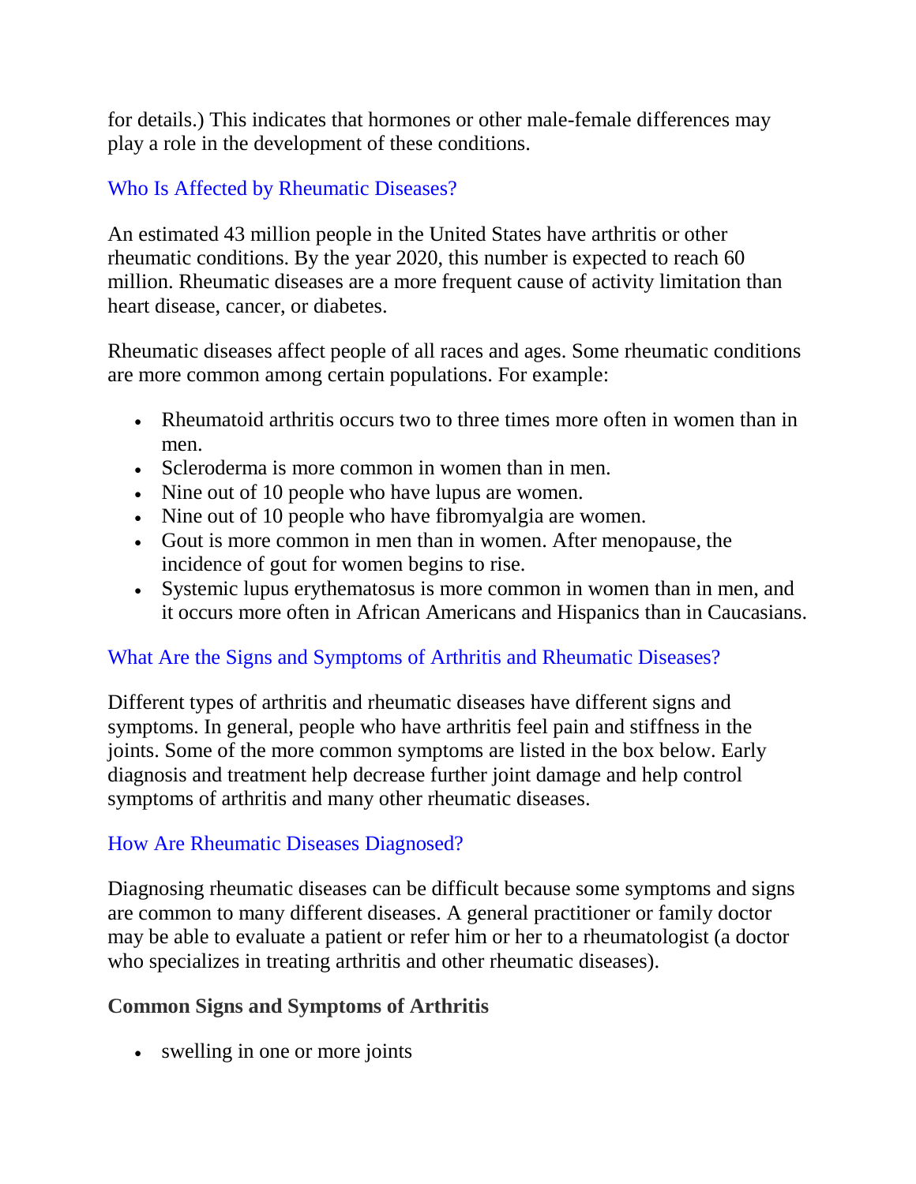for details.) This indicates that hormones or other male-female differences may play a role in the development of these conditions.

## Who Is Affected by Rheumatic Diseases?

An estimated 43 million people in the United States have arthritis or other rheumatic conditions. By the year 2020, this number is expected to reach 60 million. Rheumatic diseases are a more frequent cause of activity limitation than heart disease, cancer, or diabetes.

Rheumatic diseases affect people of all races and ages. Some rheumatic conditions are more common among certain populations. For example:

- Rheumatoid arthritis occurs two to three times more often in women than in men.
- Scleroderma is more common in women than in men.
- Nine out of 10 people who have lupus are women.
- Nine out of 10 people who have fibromyalgia are women.
- Gout is more common in men than in women. After menopause, the incidence of gout for women begins to rise.
- Systemic lupus erythematosus is more common in women than in men, and it occurs more often in African Americans and Hispanics than in Caucasians.

## What Are the Signs and Symptoms of Arthritis and Rheumatic Diseases?

Different types of arthritis and rheumatic diseases have different signs and symptoms. In general, people who have arthritis feel pain and stiffness in the joints. Some of the more common symptoms are listed in the box below. Early diagnosis and treatment help decrease further joint damage and help control symptoms of arthritis and many other rheumatic diseases.

## How Are Rheumatic Diseases Diagnosed?

Diagnosing rheumatic diseases can be difficult because some symptoms and signs are common to many different diseases. A general practitioner or family doctor may be able to evaluate a patient or refer him or her to a rheumatologist (a doctor who specializes in treating arthritis and other rheumatic diseases).

### Common Signs and Symptoms of Arthritis

- swelling in one or more joints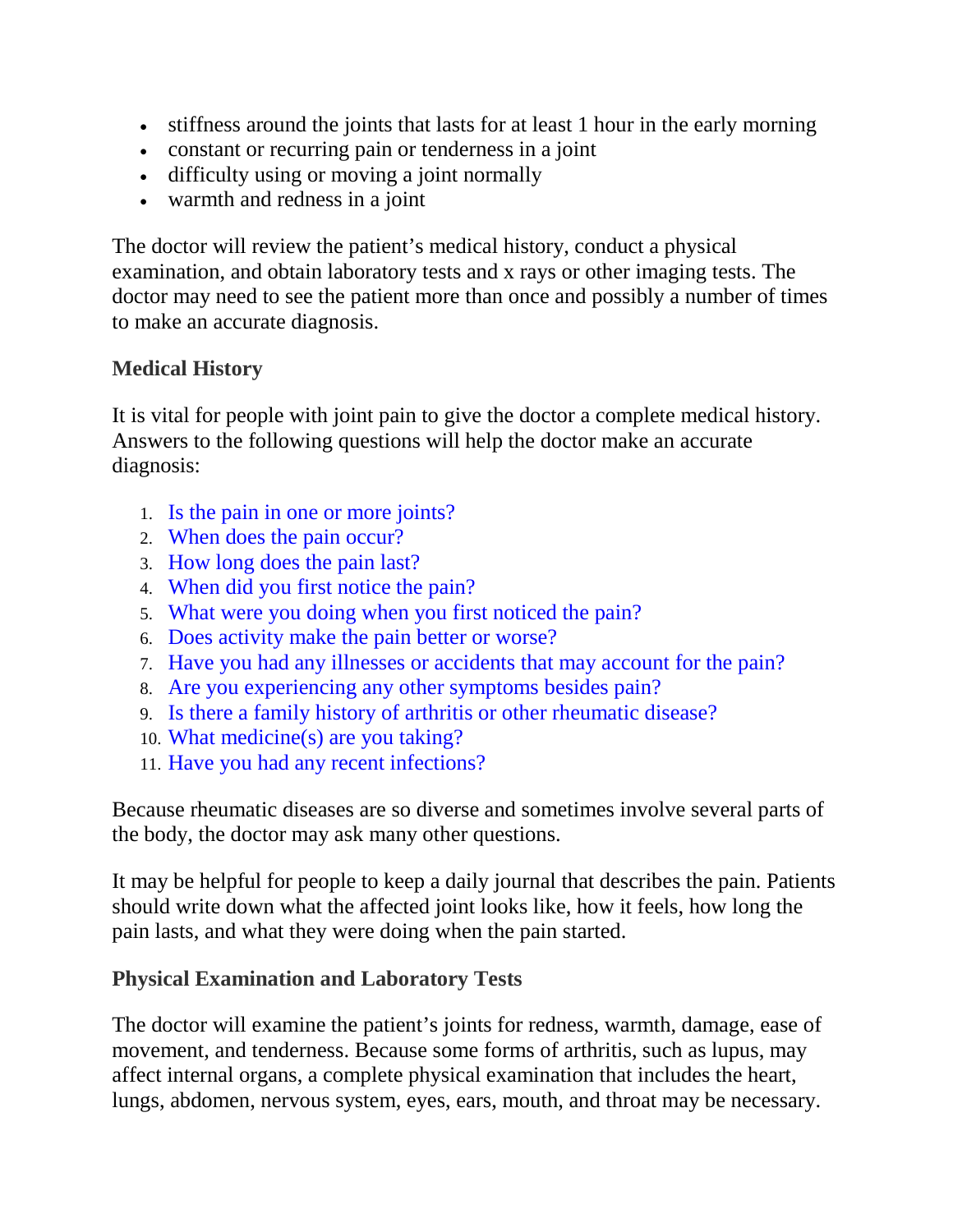- stiffness around the joints that lasts for at least 1 hour in the early morning
- constant or recurring pain or tenderness in a joint
- difficulty using or moving a joint normally
- warmth and redness in a joint

The doctor will review the patient's medical history, conduct a physical examination, and obtain laboratory tests and x rays or other imaging tests. The doctor may need to see the patient more than once and possibly a number of times to make an accurate diagnosis.

### Medical History

It is vital for people with joint pain to give the doctor a complete medical history. Answers to the following questions will help the doctor make an accurate diagnosis:

1. Is the pain in one or more joints?
2. When does the pain occur?
3. How long does the pain last?
4. When did you first notice the pain?
5. What were you doing when you first noticed the pain?
6. Does activity make the pain better or worse?
7. Have you had any illnesses or accidents that may account for the pain?
8. Are you experiencing any other symptoms besides pain?
9. Is there a family history of arthritis or other rheumatic disease?
10. What medicine(s) are you taking?
11. Have you had any recent infections?

Because rheumatic diseases are so diverse and sometimes involve several parts of the body, the doctor may ask many other questions.

It may be helpful for people to keep a daily journal that describes the pain. Patients should write down what the affected joint looks like, how it feels, how long the pain lasts, and what they were doing when the pain started.

### Physical Examination and Laboratory Tests

The doctor will examine the patient's joints for redness, warmth, damage, ease of movement, and tenderness. Because some forms of arthritis, such as lupus, may affect internal organs, a complete physical examination that includes the heart, lungs, abdomen, nervous system, eyes, ears, mouth, and throat may be necessary.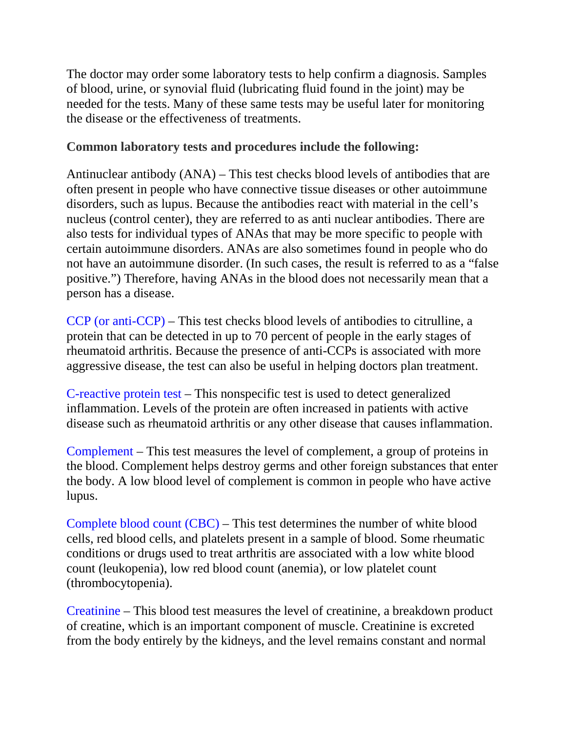The doctor may order some laboratory tests to help confirm a diagnosis. Samples of blood, urine, or synovial fluid (lubricating fluid found in the joint) may be needed for the tests. Many of these same tests may be useful later for monitoring the disease or the effectiveness of treatments.

**Common laboratory tests and procedures include the following:**

Antinuclear antibody (ANA) – This test checks blood levels of antibodies that are often present in people who have connective tissue diseases or other autoimmune disorders, such as lupus. Because the antibodies react with material in the cell's nucleus (control center), they are referred to as anti nuclear antibodies. There are also tests for individual types of ANAs that may be more specific to people with certain autoimmune disorders. ANAs are also sometimes found in people who do not have an autoimmune disorder. (In such cases, the result is referred to as a "false positive.") Therefore, having ANAs in the blood does not necessarily mean that a person has a disease.

CCP (or anti-CCP) – This test checks blood levels of antibodies to citrulline, a protein that can be detected in up to 70 percent of people in the early stages of rheumatoid arthritis. Because the presence of anti-CCPs is associated with more aggressive disease, the test can also be useful in helping doctors plan treatment.

C-reactive protein test – This nonspecific test is used to detect generalized inflammation. Levels of the protein are often increased in patients with active disease such as rheumatoid arthritis or any other disease that causes inflammation.

Complement – This test measures the level of complement, a group of proteins in the blood. Complement helps destroy germs and other foreign substances that enter the body. A low blood level of complement is common in people who have active lupus.

Complete blood count (CBC) – This test determines the number of white blood cells, red blood cells, and platelets present in a sample of blood. Some rheumatic conditions or drugs used to treat arthritis are associated with a low white blood count (leukopenia), low red blood count (anemia), or low platelet count (thrombocytopenia).

Creatinine – This blood test measures the level of creatinine, a breakdown product of creatine, which is an important component of muscle. Creatinine is excreted from the body entirely by the kidneys, and the level remains constant and normal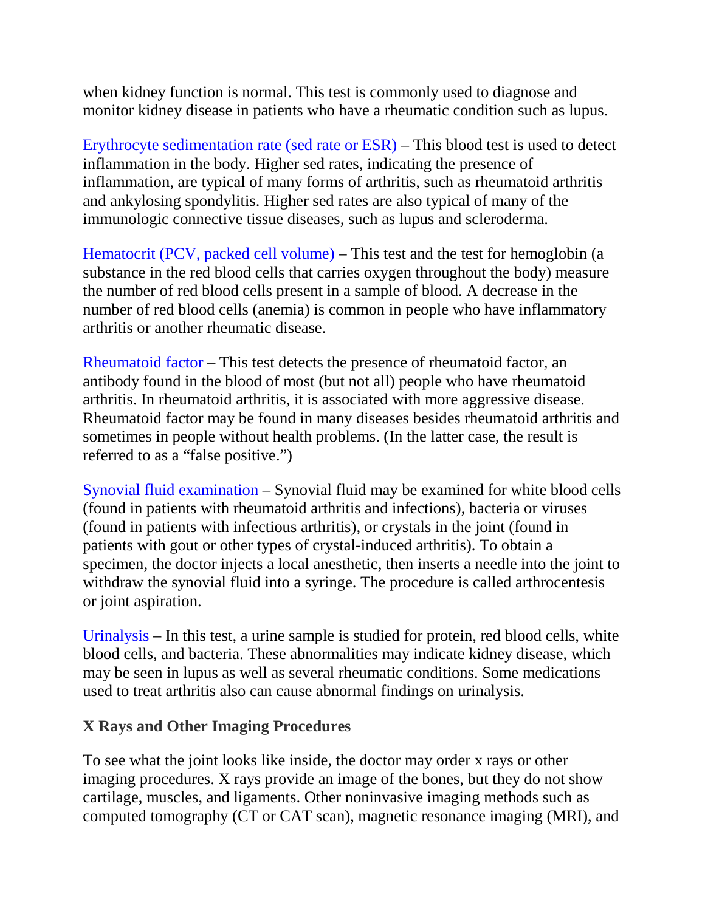when kidney function is normal. This test is commonly used to diagnose and monitor kidney disease in patients who have a rheumatic condition such as lupus.

Erythrocyte sedimentation rate (sed rate or ESR) – This blood test is used to detect inflammation in the body. Higher sed rates, indicating the presence of inflammation, are typical of many forms of arthritis, such as rheumatoid arthritis and ankylosing spondylitis. Higher sed rates are also typical of many of the immunologic connective tissue diseases, such as lupus and scleroderma.

Hematocrit (PCV, packed cell volume) – This test and the test for hemoglobin (a substance in the red blood cells that carries oxygen throughout the body) measure the number of red blood cells present in a sample of blood. A decrease in the number of red blood cells (anemia) is common in people who have inflammatory arthritis or another rheumatic disease.

Rheumatoid factor – This test detects the presence of rheumatoid factor, an antibody found in the blood of most (but not all) people who have rheumatoid arthritis. In rheumatoid arthritis, it is associated with more aggressive disease. Rheumatoid factor may be found in many diseases besides rheumatoid arthritis and sometimes in people without health problems. (In the latter case, the result is referred to as a "false positive.")

Synovial fluid examination – Synovial fluid may be examined for white blood cells (found in patients with rheumatoid arthritis and infections), bacteria or viruses (found in patients with infectious arthritis), or crystals in the joint (found in patients with gout or other types of crystal-induced arthritis). To obtain a specimen, the doctor injects a local anesthetic, then inserts a needle into the joint to withdraw the synovial fluid into a syringe. The procedure is called arthrocentesis or joint aspiration.

Urinalysis – In this test, a urine sample is studied for protein, red blood cells, white blood cells, and bacteria. These abnormalities may indicate kidney disease, which may be seen in lupus as well as several rheumatic conditions. Some medications used to treat arthritis also can cause abnormal findings on urinalysis.

### X Rays and Other Imaging Procedures

To see what the joint looks like inside, the doctor may order x rays or other imaging procedures. X rays provide an image of the bones, but they do not show cartilage, muscles, and ligaments. Other noninvasive imaging methods such as computed tomography (CT or CAT scan), magnetic resonance imaging (MRI), and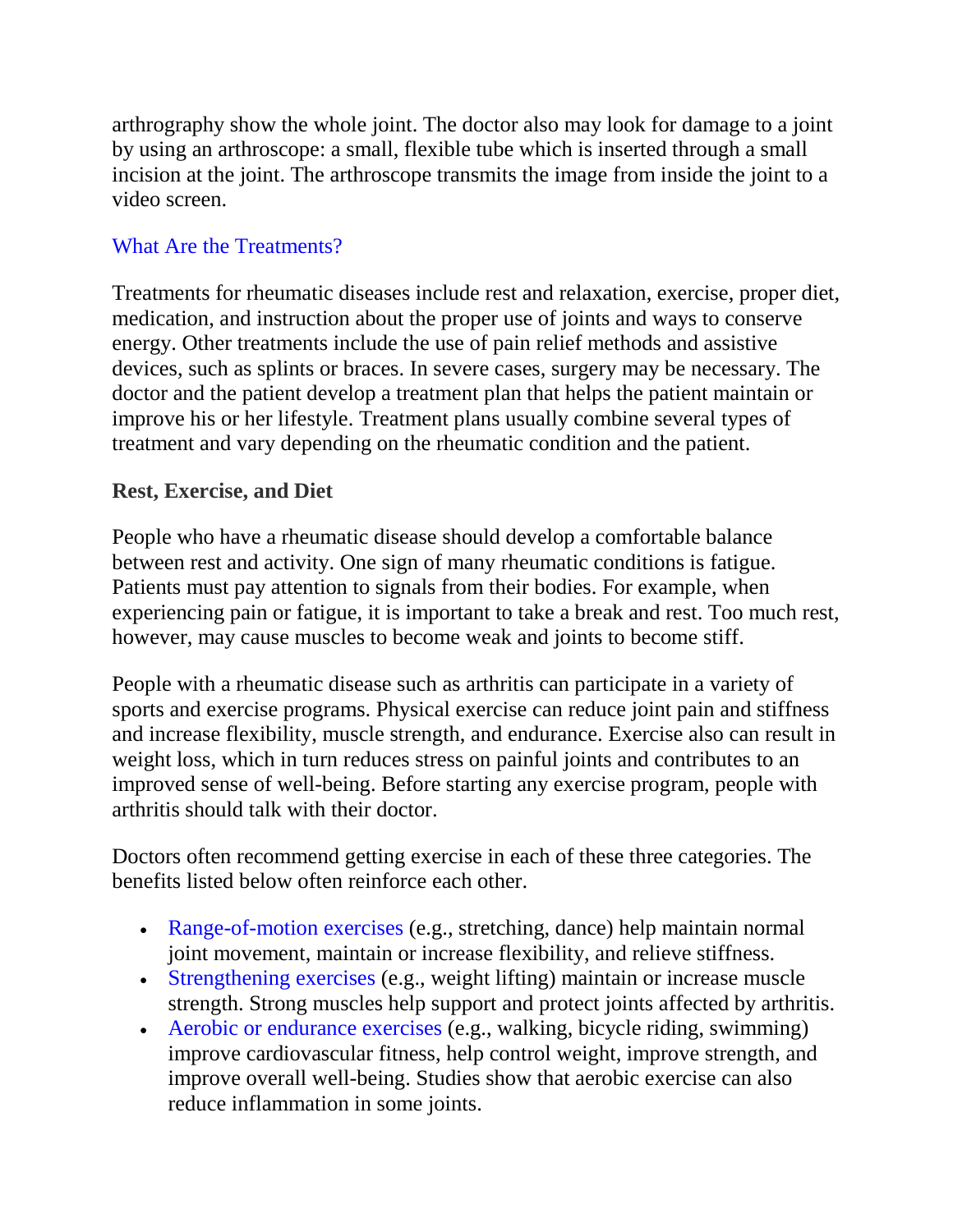arthrography show the whole joint. The doctor also may look for damage to a joint by using an arthroscope: a small, flexible tube which is inserted through a small incision at the joint. The arthroscope transmits the image from inside the joint to a video screen.

## What Are the Treatments?

Treatments for rheumatic diseases include rest and relaxation, exercise, proper diet, medication, and instruction about the proper use of joints and ways to conserve energy. Other treatments include the use of pain relief methods and assistive devices, such as splints or braces. In severe cases, surgery may be necessary. The doctor and the patient develop a treatment plan that helps the patient maintain or improve his or her lifestyle. Treatment plans usually combine several types of treatment and vary depending on the rheumatic condition and the patient.

### Rest, Exercise, and Diet

People who have a rheumatic disease should develop a comfortable balance between rest and activity. One sign of many rheumatic conditions is fatigue. Patients must pay attention to signals from their bodies. For example, when experiencing pain or fatigue, it is important to take a break and rest. Too much rest, however, may cause muscles to become weak and joints to become stiff.

People with a rheumatic disease such as arthritis can participate in a variety of sports and exercise programs. Physical exercise can reduce joint pain and stiffness and increase flexibility, muscle strength, and endurance. Exercise also can result in weight loss, which in turn reduces stress on painful joints and contributes to an improved sense of well-being. Before starting any exercise program, people with arthritis should talk with their doctor.

Doctors often recommend getting exercise in each of these three categories. The benefits listed below often reinforce each other.

- Range-of-motion exercises (e.g., stretching, dance) help maintain normal joint movement, maintain or increase flexibility, and relieve stiffness.
- Strengthening exercises (e.g., weight lifting) maintain or increase muscle strength. Strong muscles help support and protect joints affected by arthritis.
- Aerobic or endurance exercises (e.g., walking, bicycle riding, swimming) improve cardiovascular fitness, help control weight, improve strength, and improve overall well-being. Studies show that aerobic exercise can also reduce inflammation in some joints.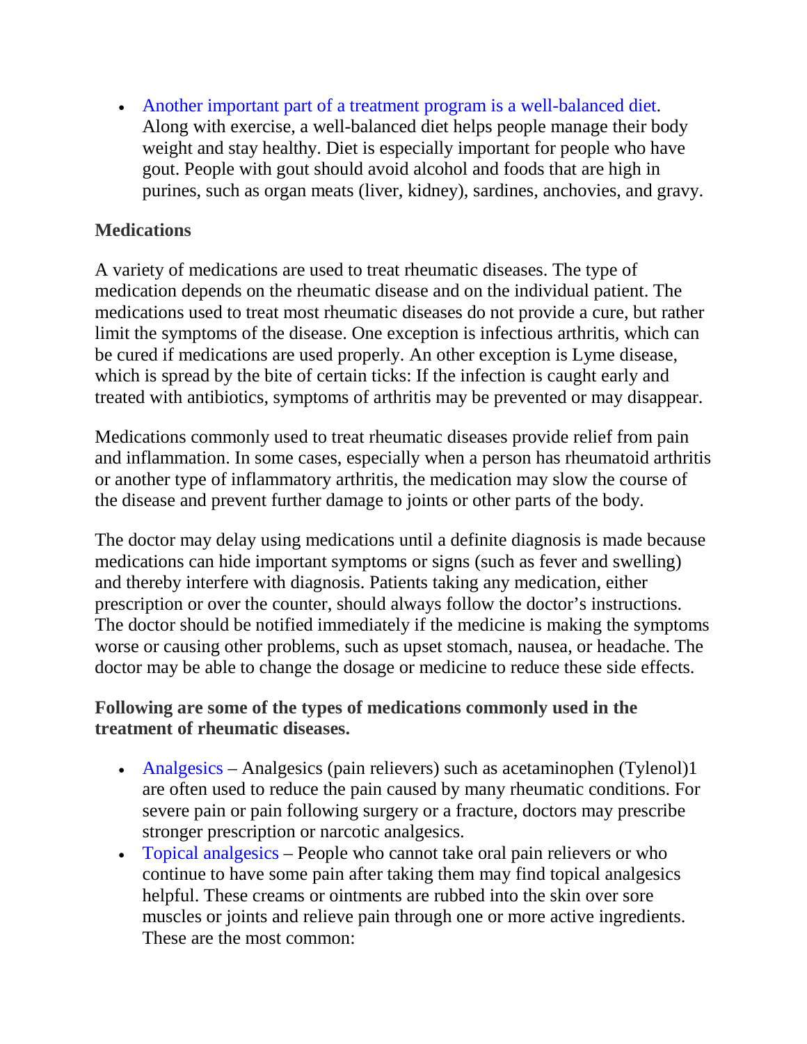- Another important part of a treatment program is a well-balanced diet. Along with exercise, a well-balanced diet helps people manage their body weight and stay healthy. Diet is especially important for people who have gout. People with gout should avoid alcohol and foods that are high in purines, such as organ meats (liver, kidney), sardines, anchovies, and gravy.

**Medications**

A variety of medications are used to treat rheumatic diseases. The type of medication depends on the rheumatic disease and on the individual patient. The medications used to treat most rheumatic diseases do not provide a cure, but rather limit the symptoms of the disease. One exception is infectious arthritis, which can be cured if medications are used properly. An other exception is Lyme disease, which is spread by the bite of certain ticks: If the infection is caught early and treated with antibiotics, symptoms of arthritis may be prevented or may disappear.

Medications commonly used to treat rheumatic diseases provide relief from pain and inflammation. In some cases, especially when a person has rheumatoid arthritis or another type of inflammatory arthritis, the medication may slow the course of the disease and prevent further damage to joints or other parts of the body.

The doctor may delay using medications until a definite diagnosis is made because medications can hide important symptoms or signs (such as fever and swelling) and thereby interfere with diagnosis. Patients taking any medication, either prescription or over the counter, should always follow the doctor's instructions. The doctor should be notified immediately if the medicine is making the symptoms worse or causing other problems, such as upset stomach, nausea, or headache. The doctor may be able to change the dosage or medicine to reduce these side effects.

**Following are some of the types of medications commonly used in the treatment of rheumatic diseases.**

- Analgesics – Analgesics (pain relievers) such as acetaminophen (Tylenol)1 are often used to reduce the pain caused by many rheumatic conditions. For severe pain or pain following surgery or a fracture, doctors may prescribe stronger prescription or narcotic analgesics.
- Topical analgesics – People who cannot take oral pain relievers or who continue to have some pain after taking them may find topical analgesics helpful. These creams or ointments are rubbed into the skin over sore muscles or joints and relieve pain through one or more active ingredients. These are the most common: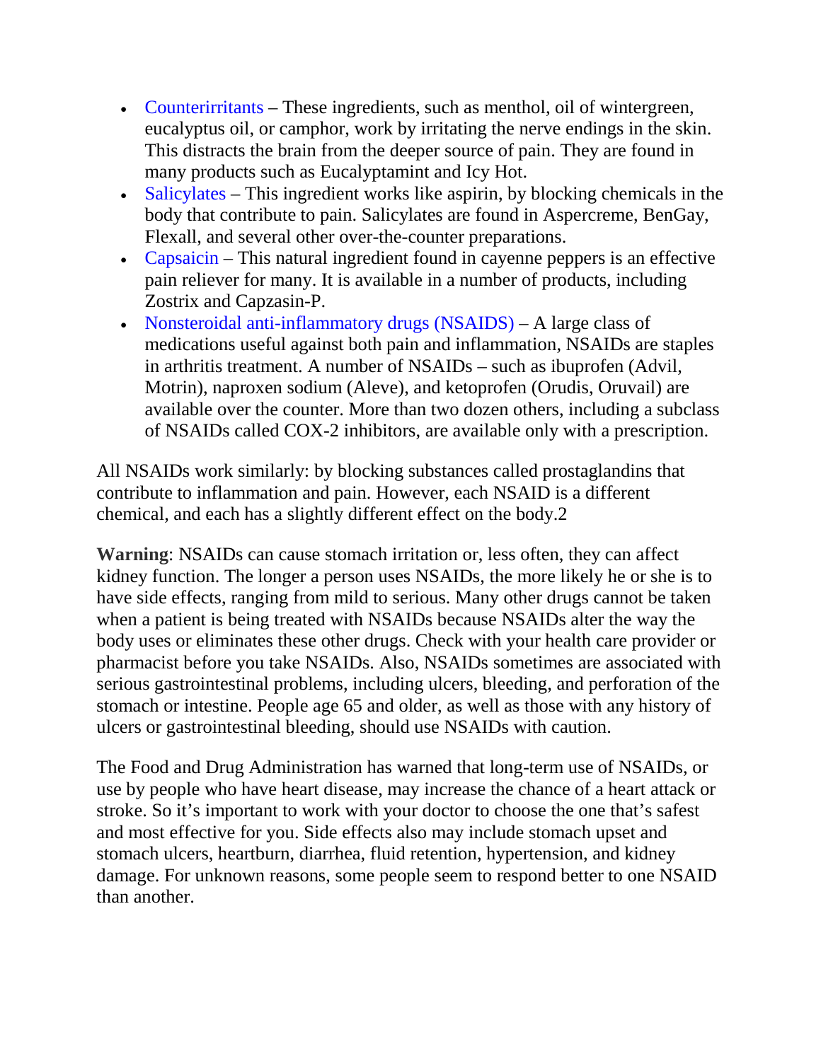- Counterirritants – These ingredients, such as menthol, oil of wintergreen, eucalyptus oil, or camphor, work by irritating the nerve endings in the skin. This distracts the brain from the deeper source of pain. They are found in many products such as Eucalyptamint and Icy Hot.
- Salicylates – This ingredient works like aspirin, by blocking chemicals in the body that contribute to pain. Salicylates are found in Aspercreme, BenGay, Flexall, and several other over-the-counter preparations.
- Capsaicin – This natural ingredient found in cayenne peppers is an effective pain reliever for many. It is available in a number of products, including Zostrix and Capzasin-P.
- Nonsteroidal anti-inflammatory drugs (NSAIDS) – A large class of medications useful against both pain and inflammation, NSAIDs are staples in arthritis treatment. A number of NSAIDs – such as ibuprofen (Advil, Motrin), naproxen sodium (Aleve), and ketoprofen (Orudis, Oruvail) are available over the counter. More than two dozen others, including a subclass of NSAIDs called COX-2 inhibitors, are available only with a prescription.

All NSAIDs work similarly: by blocking substances called prostaglandins that contribute to inflammation and pain. However, each NSAID is a different chemical, and each has a slightly different effect on the body.[2]

**Warning**: NSAIDs can cause stomach irritation or, less often, they can affect kidney function. The longer a person uses NSAIDs, the more likely he or she is to have side effects, ranging from mild to serious. Many other drugs cannot be taken when a patient is being treated with NSAIDs because NSAIDs alter the way the body uses or eliminates these other drugs. Check with your health care provider or pharmacist before you take NSAIDs. Also, NSAIDs sometimes are associated with serious gastrointestinal problems, including ulcers, bleeding, and perforation of the stomach or intestine. People age 65 and older, as well as those with any history of ulcers or gastrointestinal bleeding, should use NSAIDs with caution.

The Food and Drug Administration has warned that long-term use of NSAIDs, or use by people who have heart disease, may increase the chance of a heart attack or stroke. So it's important to work with your doctor to choose the one that's safest and most effective for you. Side effects also may include stomach upset and stomach ulcers, heartburn, diarrhea, fluid retention, hypertension, and kidney damage. For unknown reasons, some people seem to respond better to one NSAID than another.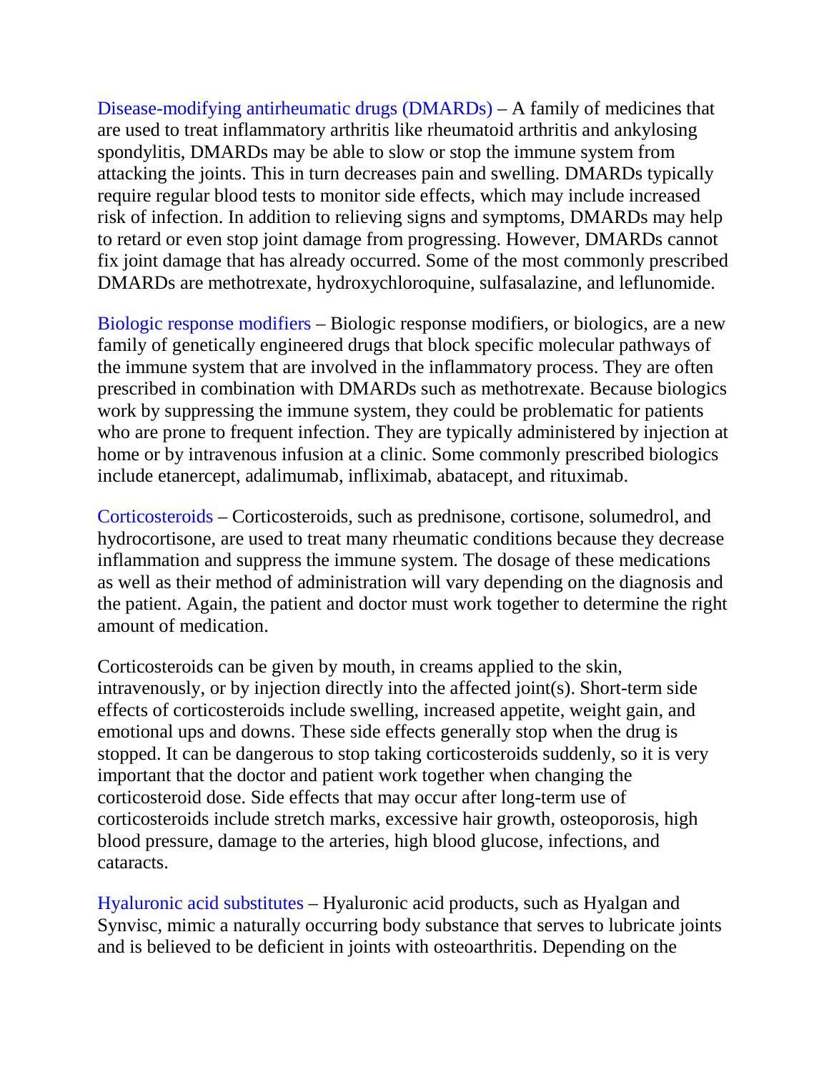Disease-modifying antirheumatic drugs (DMARDs) – A family of medicines that are used to treat inflammatory arthritis like rheumatoid arthritis and ankylosing spondylitis, DMARDs may be able to slow or stop the immune system from attacking the joints. This in turn decreases pain and swelling. DMARDs typically require regular blood tests to monitor side effects, which may include increased risk of infection. In addition to relieving signs and symptoms, DMARDs may help to retard or even stop joint damage from progressing. However, DMARDs cannot fix joint damage that has already occurred. Some of the most commonly prescribed DMARDs are methotrexate, hydroxychloroquine, sulfasalazine, and leflunomide.

Biologic response modifiers – Biologic response modifiers, or biologics, are a new family of genetically engineered drugs that block specific molecular pathways of the immune system that are involved in the inflammatory process. They are often prescribed in combination with DMARDs such as methotrexate. Because biologics work by suppressing the immune system, they could be problematic for patients who are prone to frequent infection. They are typically administered by injection at home or by intravenous infusion at a clinic. Some commonly prescribed biologics include etanercept, adalimumab, infliximab, abatacept, and rituximab.

Corticosteroids – Corticosteroids, such as prednisone, cortisone, solumedrol, and hydrocortisone, are used to treat many rheumatic conditions because they decrease inflammation and suppress the immune system. The dosage of these medications as well as their method of administration will vary depending on the diagnosis and the patient. Again, the patient and doctor must work together to determine the right amount of medication.

Corticosteroids can be given by mouth, in creams applied to the skin, intravenously, or by injection directly into the affected joint(s). Short-term side effects of corticosteroids include swelling, increased appetite, weight gain, and emotional ups and downs. These side effects generally stop when the drug is stopped. It can be dangerous to stop taking corticosteroids suddenly, so it is very important that the doctor and patient work together when changing the corticosteroid dose. Side effects that may occur after long-term use of corticosteroids include stretch marks, excessive hair growth, osteoporosis, high blood pressure, damage to the arteries, high blood glucose, infections, and cataracts.

Hyaluronic acid substitutes – Hyaluronic acid products, such as Hyalgan and Synvisc, mimic a naturally occurring body substance that serves to lubricate joints and is believed to be deficient in joints with osteoarthritis. Depending on the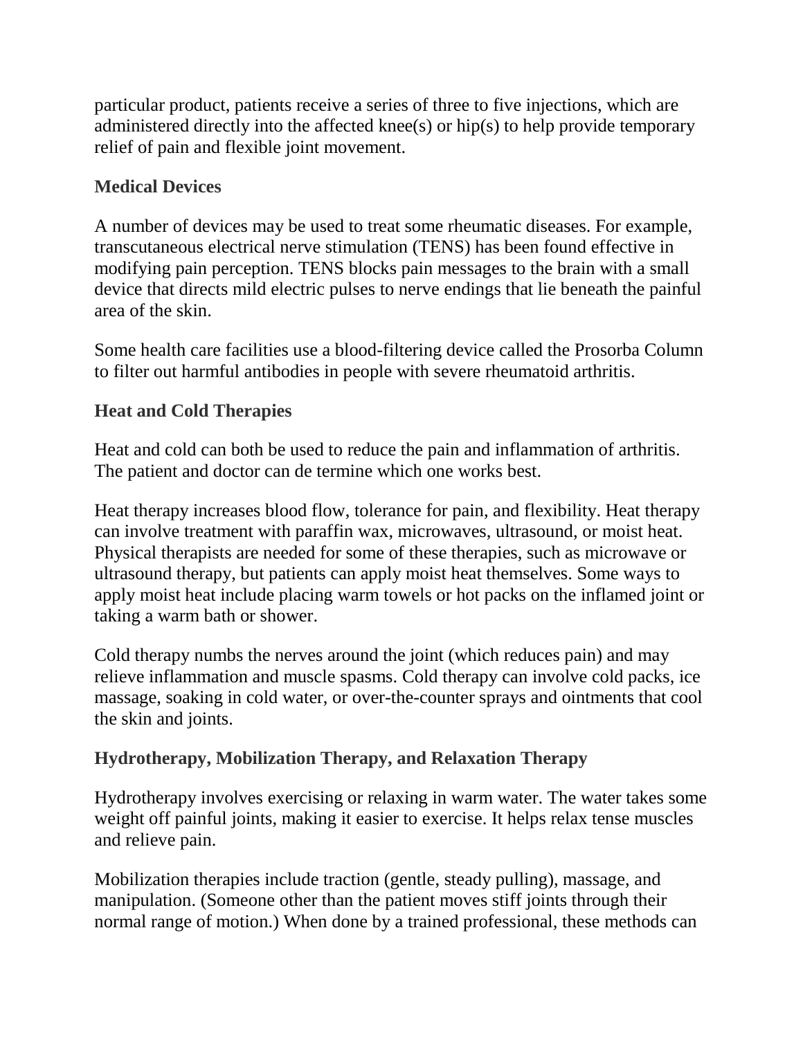particular product, patients receive a series of three to five injections, which are administered directly into the affected knee(s) or hip(s) to help provide temporary relief of pain and flexible joint movement.

### Medical Devices

A number of devices may be used to treat some rheumatic diseases. For example, transcutaneous electrical nerve stimulation (TENS) has been found effective in modifying pain perception. TENS blocks pain messages to the brain with a small device that directs mild electric pulses to nerve endings that lie beneath the painful area of the skin.

Some health care facilities use a blood-filtering device called the Prosorba Column to filter out harmful antibodies in people with severe rheumatoid arthritis.

### Heat and Cold Therapies

Heat and cold can both be used to reduce the pain and inflammation of arthritis. The patient and doctor can de termine which one works best.

Heat therapy increases blood flow, tolerance for pain, and flexibility. Heat therapy can involve treatment with paraffin wax, microwaves, ultrasound, or moist heat. Physical therapists are needed for some of these therapies, such as microwave or ultrasound therapy, but patients can apply moist heat themselves. Some ways to apply moist heat include placing warm towels or hot packs on the inflamed joint or taking a warm bath or shower.

Cold therapy numbs the nerves around the joint (which reduces pain) and may relieve inflammation and muscle spasms. Cold therapy can involve cold packs, ice massage, soaking in cold water, or over-the-counter sprays and ointments that cool the skin and joints.

### Hydrotherapy, Mobilization Therapy, and Relaxation Therapy

Hydrotherapy involves exercising or relaxing in warm water. The water takes some weight off painful joints, making it easier to exercise. It helps relax tense muscles and relieve pain.

Mobilization therapies include traction (gentle, steady pulling), massage, and manipulation. (Someone other than the patient moves stiff joints through their normal range of motion.) When done by a trained professional, these methods can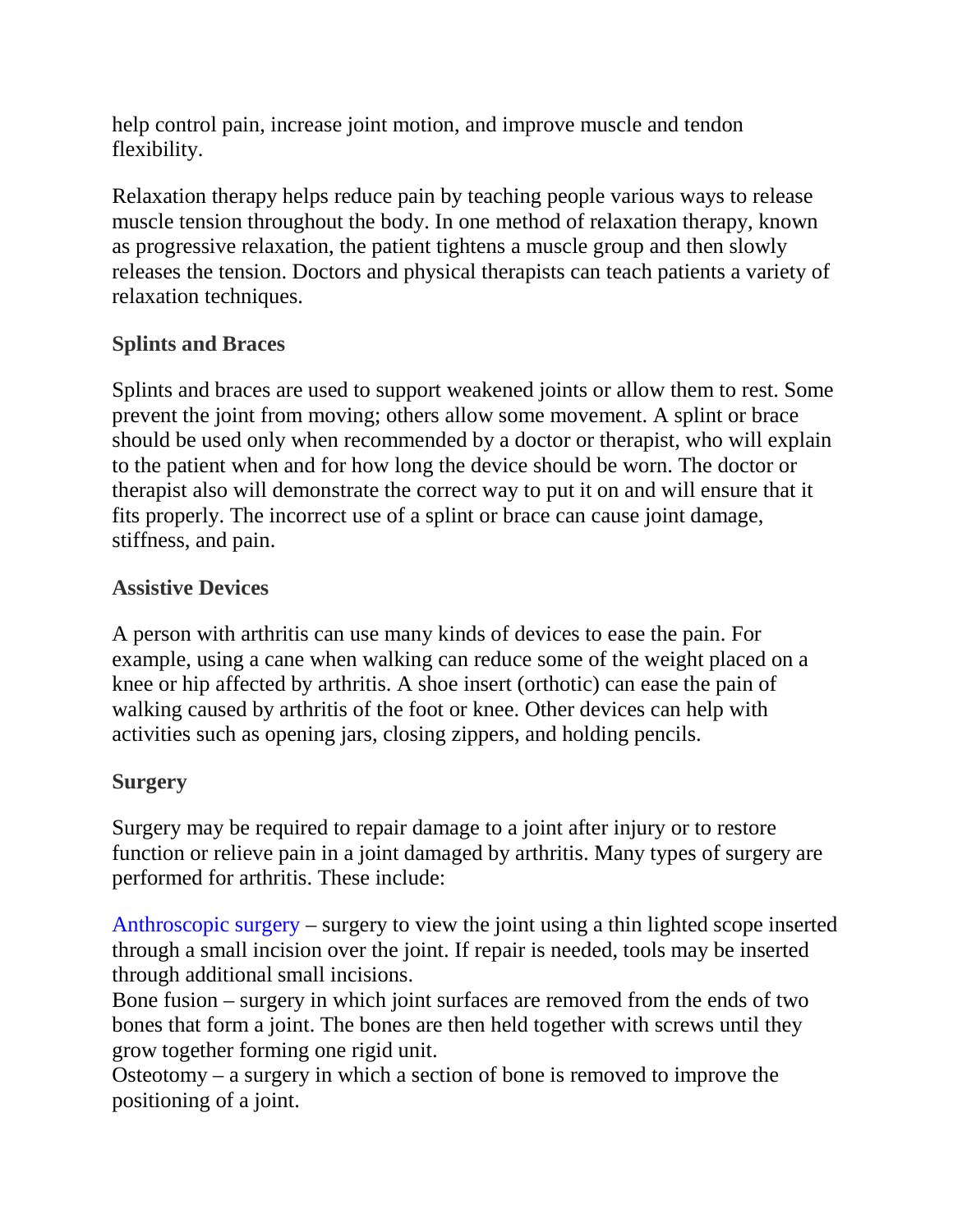help control pain, increase joint motion, and improve muscle and tendon flexibility.

Relaxation therapy helps reduce pain by teaching people various ways to release muscle tension throughout the body. In one method of relaxation therapy, known as progressive relaxation, the patient tightens a muscle group and then slowly releases the tension. Doctors and physical therapists can teach patients a variety of relaxation techniques.

### Splints and Braces

Splints and braces are used to support weakened joints or allow them to rest. Some prevent the joint from moving; others allow some movement. A splint or brace should be used only when recommended by a doctor or therapist, who will explain to the patient when and for how long the device should be worn. The doctor or therapist also will demonstrate the correct way to put it on and will ensure that it fits properly. The incorrect use of a splint or brace can cause joint damage, stiffness, and pain.

### Assistive Devices

A person with arthritis can use many kinds of devices to ease the pain. For example, using a cane when walking can reduce some of the weight placed on a knee or hip affected by arthritis. A shoe insert (orthotic) can ease the pain of walking caused by arthritis of the foot or knee. Other devices can help with activities such as opening jars, closing zippers, and holding pencils.

### Surgery

Surgery may be required to repair damage to a joint after injury or to restore function or relieve pain in a joint damaged by arthritis. Many types of surgery are performed for arthritis. These include:

Anthroscopic surgery – surgery to view the joint using a thin lighted scope inserted through a small incision over the joint. If repair is needed, tools may be inserted through additional small incisions.
Bone fusion – surgery in which joint surfaces are removed from the ends of two bones that form a joint. The bones are then held together with screws until they grow together forming one rigid unit.
Osteotomy – a surgery in which a section of bone is removed to improve the positioning of a joint.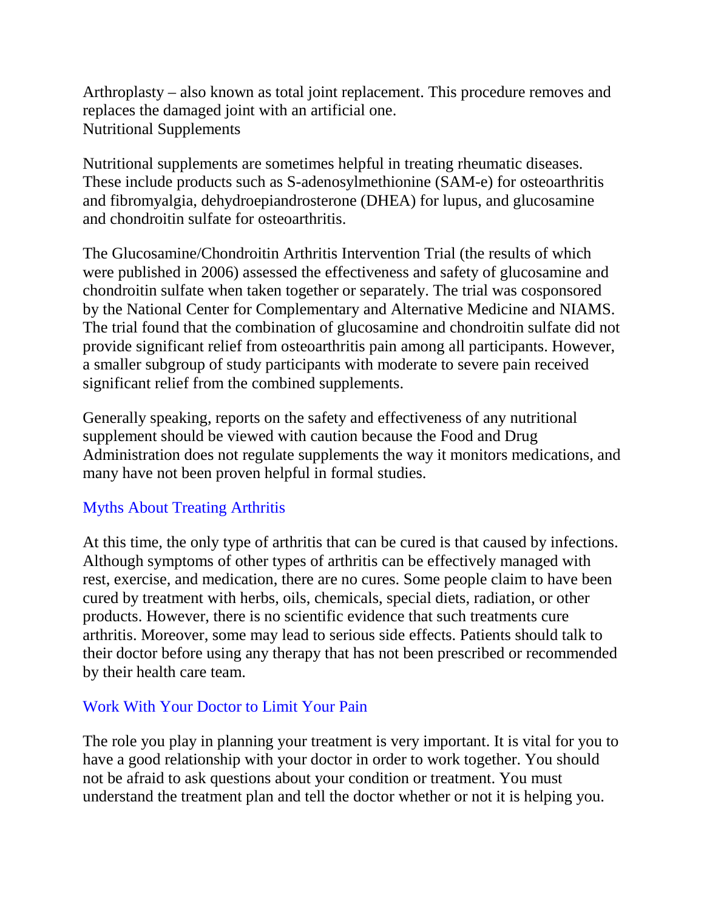Arthroplasty – also known as total joint replacement. This procedure removes and replaces the damaged joint with an artificial one.

## Nutritional Supplements

Nutritional supplements are sometimes helpful in treating rheumatic diseases. These include products such as S-adenosylmethionine (SAM-e) for osteoarthritis and fibromyalgia, dehydroepiandrosterone (DHEA) for lupus, and glucosamine and chondroitin sulfate for osteoarthritis.

The Glucosamine/Chondroitin Arthritis Intervention Trial (the results of which were published in 2006) assessed the effectiveness and safety of glucosamine and chondroitin sulfate when taken together or separately. The trial was cosponsored by the National Center for Complementary and Alternative Medicine and NIAMS. The trial found that the combination of glucosamine and chondroitin sulfate did not provide significant relief from osteoarthritis pain among all participants. However, a smaller subgroup of study participants with moderate to severe pain received significant relief from the combined supplements.

Generally speaking, reports on the safety and effectiveness of any nutritional supplement should be viewed with caution because the Food and Drug Administration does not regulate supplements the way it monitors medications, and many have not been proven helpful in formal studies.

## Myths About Treating Arthritis

At this time, the only type of arthritis that can be cured is that caused by infections. Although symptoms of other types of arthritis can be effectively managed with rest, exercise, and medication, there are no cures. Some people claim to have been cured by treatment with herbs, oils, chemicals, special diets, radiation, or other products. However, there is no scientific evidence that such treatments cure arthritis. Moreover, some may lead to serious side effects. Patients should talk to their doctor before using any therapy that has not been prescribed or recommended by their health care team.

## Work With Your Doctor to Limit Your Pain

The role you play in planning your treatment is very important. It is vital for you to have a good relationship with your doctor in order to work together. You should not be afraid to ask questions about your condition or treatment. You must understand the treatment plan and tell the doctor whether or not it is helping you.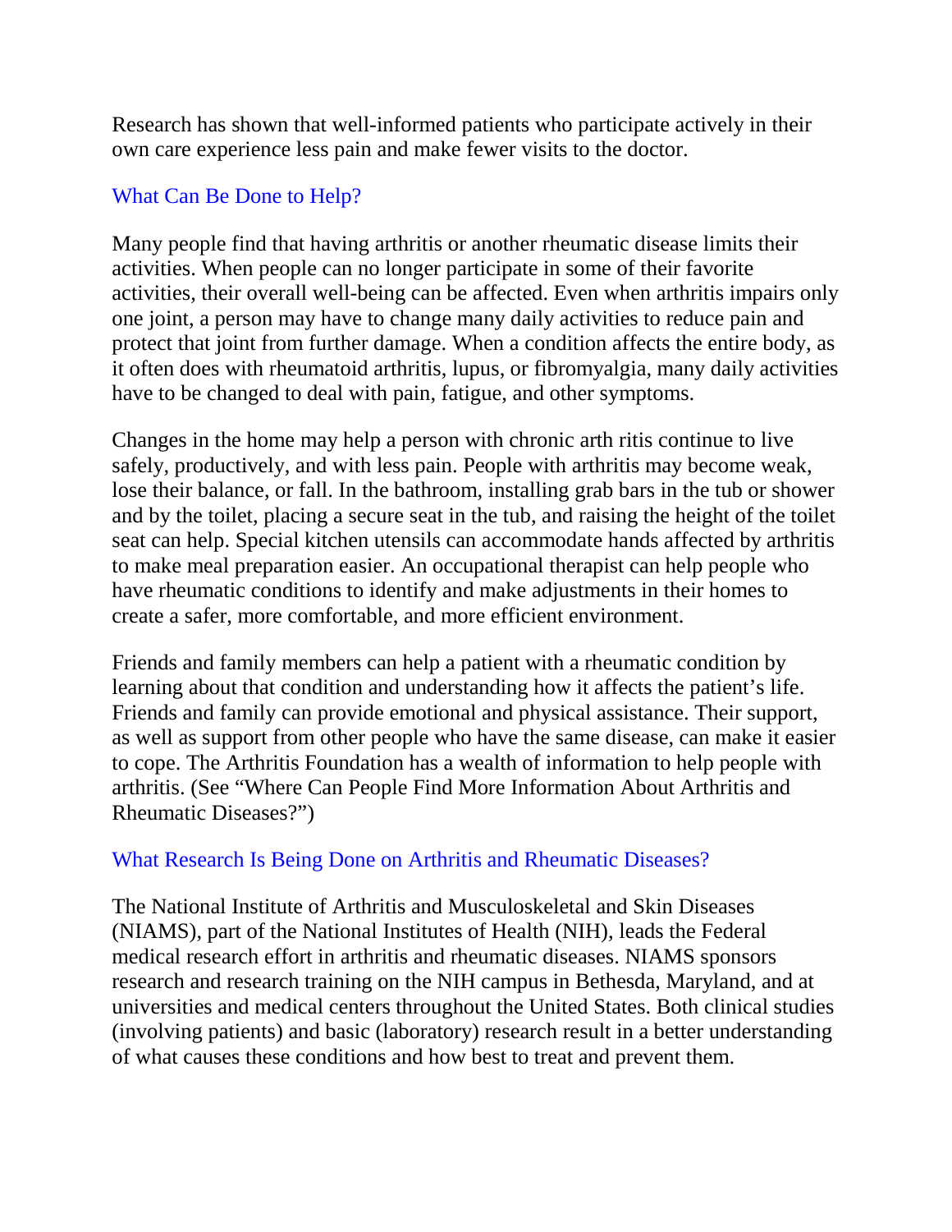Research has shown that well-informed patients who participate actively in their own care experience less pain and make fewer visits to the doctor.

## What Can Be Done to Help?

Many people find that having arthritis or another rheumatic disease limits their activities. When people can no longer participate in some of their favorite activities, their overall well-being can be affected. Even when arthritis impairs only one joint, a person may have to change many daily activities to reduce pain and protect that joint from further damage. When a condition affects the entire body, as it often does with rheumatoid arthritis, lupus, or fibromyalgia, many daily activities have to be changed to deal with pain, fatigue, and other symptoms.

Changes in the home may help a person with chronic arth ritis continue to live safely, productively, and with less pain. People with arthritis may become weak, lose their balance, or fall. In the bathroom, installing grab bars in the tub or shower and by the toilet, placing a secure seat in the tub, and raising the height of the toilet seat can help. Special kitchen utensils can accommodate hands affected by arthritis to make meal preparation easier. An occupational therapist can help people who have rheumatic conditions to identify and make adjustments in their homes to create a safer, more comfortable, and more efficient environment.

Friends and family members can help a patient with a rheumatic condition by learning about that condition and understanding how it affects the patient's life. Friends and family can provide emotional and physical assistance. Their support, as well as support from other people who have the same disease, can make it easier to cope. The Arthritis Foundation has a wealth of information to help people with arthritis. (See "Where Can People Find More Information About Arthritis and Rheumatic Diseases?")

## What Research Is Being Done on Arthritis and Rheumatic Diseases?

The National Institute of Arthritis and Musculoskeletal and Skin Diseases (NIAMS), part of the National Institutes of Health (NIH), leads the Federal medical research effort in arthritis and rheumatic diseases. NIAMS sponsors research and research training on the NIH campus in Bethesda, Maryland, and at universities and medical centers throughout the United States. Both clinical studies (involving patients) and basic (laboratory) research result in a better understanding of what causes these conditions and how best to treat and prevent them.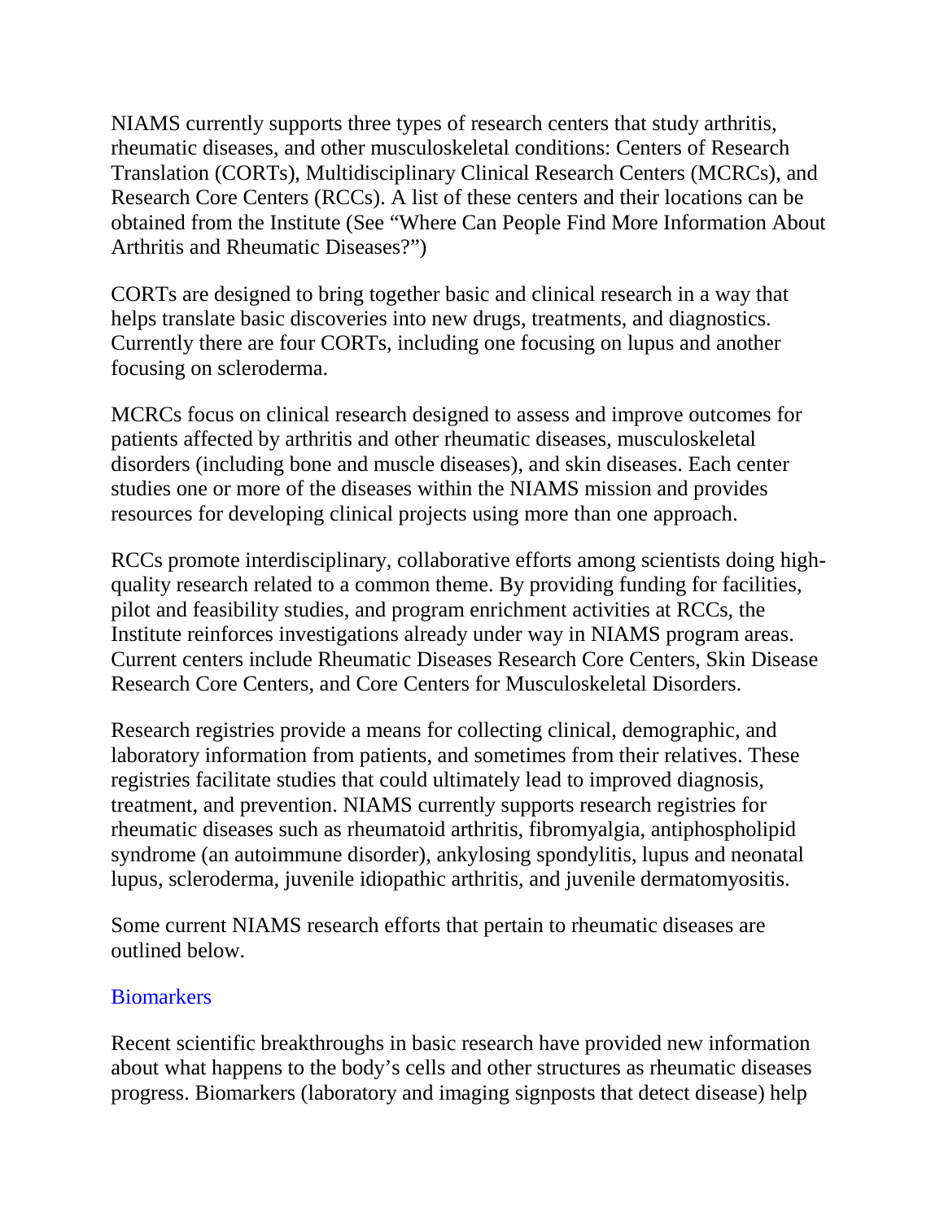NIAMS currently supports three types of research centers that study arthritis, rheumatic diseases, and other musculoskeletal conditions: Centers of Research Translation (CORTs), Multidisciplinary Clinical Research Centers (MCRCs), and Research Core Centers (RCCs). A list of these centers and their locations can be obtained from the Institute (See "Where Can People Find More Information About Arthritis and Rheumatic Diseases?")

CORTs are designed to bring together basic and clinical research in a way that helps translate basic discoveries into new drugs, treatments, and diagnostics. Currently there are four CORTs, including one focusing on lupus and another focusing on scleroderma.

MCRCs focus on clinical research designed to assess and improve outcomes for patients affected by arthritis and other rheumatic diseases, musculoskeletal disorders (including bone and muscle diseases), and skin diseases. Each center studies one or more of the diseases within the NIAMS mission and provides resources for developing clinical projects using more than one approach.

RCCs promote interdisciplinary, collaborative efforts among scientists doing high-quality research related to a common theme. By providing funding for facilities, pilot and feasibility studies, and program enrichment activities at RCCs, the Institute reinforces investigations already under way in NIAMS program areas. Current centers include Rheumatic Diseases Research Core Centers, Skin Disease Research Core Centers, and Core Centers for Musculoskeletal Disorders.

Research registries provide a means for collecting clinical, demographic, and laboratory information from patients, and sometimes from their relatives. These registries facilitate studies that could ultimately lead to improved diagnosis, treatment, and prevention. NIAMS currently supports research registries for rheumatic diseases such as rheumatoid arthritis, fibromyalgia, antiphospholipid syndrome (an autoimmune disorder), ankylosing spondylitis, lupus and neonatal lupus, scleroderma, juvenile idiopathic arthritis, and juvenile dermatomyositis.

Some current NIAMS research efforts that pertain to rheumatic diseases are outlined below.

## Biomarkers

Recent scientific breakthroughs in basic research have provided new information about what happens to the body's cells and other structures as rheumatic diseases progress. Biomarkers (laboratory and imaging signposts that detect disease) help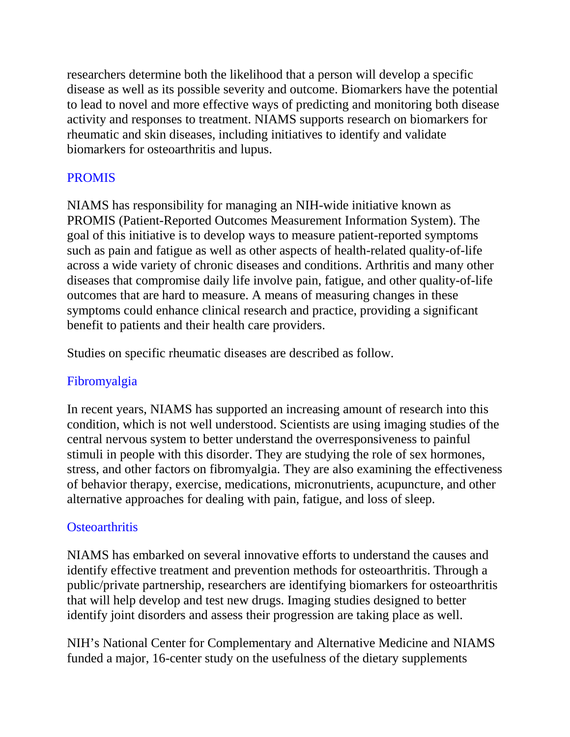researchers determine both the likelihood that a person will develop a specific disease as well as its possible severity and outcome. Biomarkers have the potential to lead to novel and more effective ways of predicting and monitoring both disease activity and responses to treatment. NIAMS supports research on biomarkers for rheumatic and skin diseases, including initiatives to identify and validate biomarkers for osteoarthritis and lupus.

### PROMIS

NIAMS has responsibility for managing an NIH-wide initiative known as PROMIS (Patient-Reported Outcomes Measurement Information System). The goal of this initiative is to develop ways to measure patient-reported symptoms such as pain and fatigue as well as other aspects of health-related quality-of-life across a wide variety of chronic diseases and conditions. Arthritis and many other diseases that compromise daily life involve pain, fatigue, and other quality-of-life outcomes that are hard to measure. A means of measuring changes in these symptoms could enhance clinical research and practice, providing a significant benefit to patients and their health care providers.

Studies on specific rheumatic diseases are described as follow.

### Fibromyalgia

In recent years, NIAMS has supported an increasing amount of research into this condition, which is not well understood. Scientists are using imaging studies of the central nervous system to better understand the overresponsiveness to painful stimuli in people with this disorder. They are studying the role of sex hormones, stress, and other factors on fibromyalgia. They are also examining the effectiveness of behavior therapy, exercise, medications, micronutrients, acupuncture, and other alternative approaches for dealing with pain, fatigue, and loss of sleep.

### Osteoarthritis

NIAMS has embarked on several innovative efforts to understand the causes and identify effective treatment and prevention methods for osteoarthritis. Through a public/private partnership, researchers are identifying biomarkers for osteoarthritis that will help develop and test new drugs. Imaging studies designed to better identify joint disorders and assess their progression are taking place as well.

NIH's National Center for Complementary and Alternative Medicine and NIAMS funded a major, 16-center study on the usefulness of the dietary supplements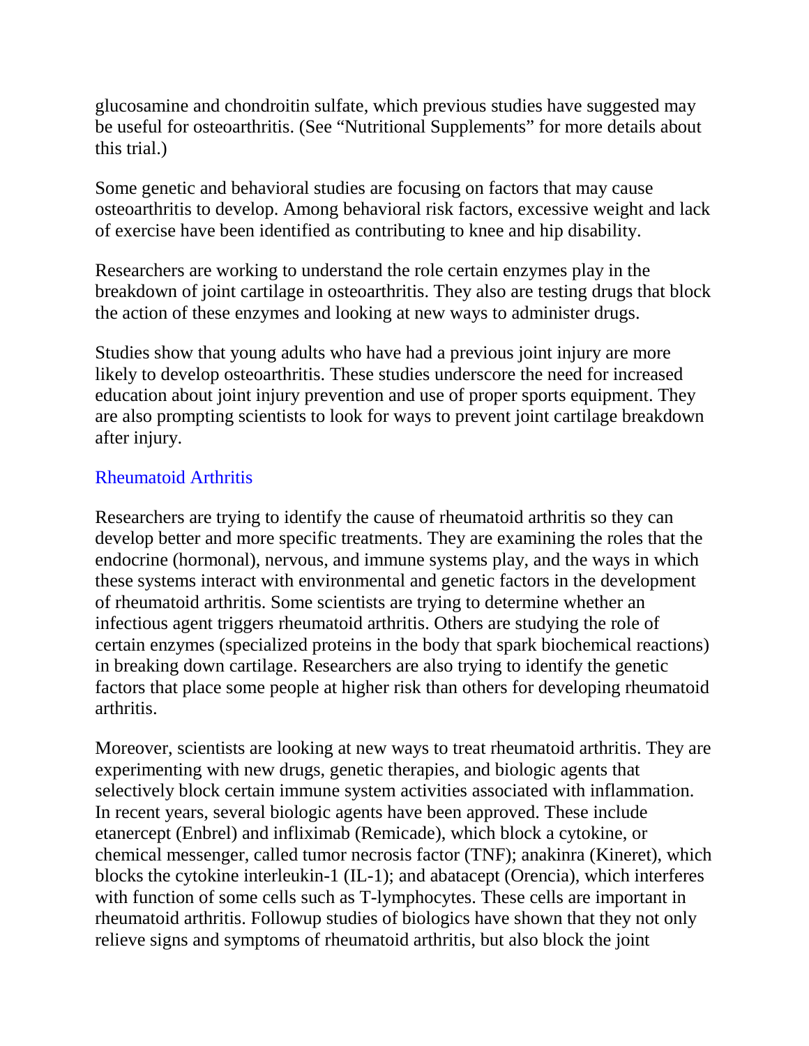glucosamine and chondroitin sulfate, which previous studies have suggested may be useful for osteoarthritis. (See “Nutritional Supplements” for more details about this trial.)

Some genetic and behavioral studies are focusing on factors that may cause osteoarthritis to develop. Among behavioral risk factors, excessive weight and lack of exercise have been identified as contributing to knee and hip disability.

Researchers are working to understand the role certain enzymes play in the breakdown of joint cartilage in osteoarthritis. They also are testing drugs that block the action of these enzymes and looking at new ways to administer drugs.

Studies show that young adults who have had a previous joint injury are more likely to develop osteoarthritis. These studies underscore the need for increased education about joint injury prevention and use of proper sports equipment. They are also prompting scientists to look for ways to prevent joint cartilage breakdown after injury.

## Rheumatoid Arthritis

Researchers are trying to identify the cause of rheumatoid arthritis so they can develop better and more specific treatments. They are examining the roles that the endocrine (hormonal), nervous, and immune systems play, and the ways in which these systems interact with environmental and genetic factors in the development of rheumatoid arthritis. Some scientists are trying to determine whether an infectious agent triggers rheumatoid arthritis. Others are studying the role of certain enzymes (specialized proteins in the body that spark biochemical reactions) in breaking down cartilage. Researchers are also trying to identify the genetic factors that place some people at higher risk than others for developing rheumatoid arthritis.

Moreover, scientists are looking at new ways to treat rheumatoid arthritis. They are experimenting with new drugs, genetic therapies, and biologic agents that selectively block certain immune system activities associated with inflammation. In recent years, several biologic agents have been approved. These include etanercept (Enbrel) and infliximab (Remicade), which block a cytokine, or chemical messenger, called tumor necrosis factor (TNF); anakinra (Kineret), which blocks the cytokine interleukin-1 (IL-1); and abatacept (Orencia), which interferes with function of some cells such as T-lymphocytes. These cells are important in rheumatoid arthritis. Followup studies of biologics have shown that they not only relieve signs and symptoms of rheumatoid arthritis, but also block the joint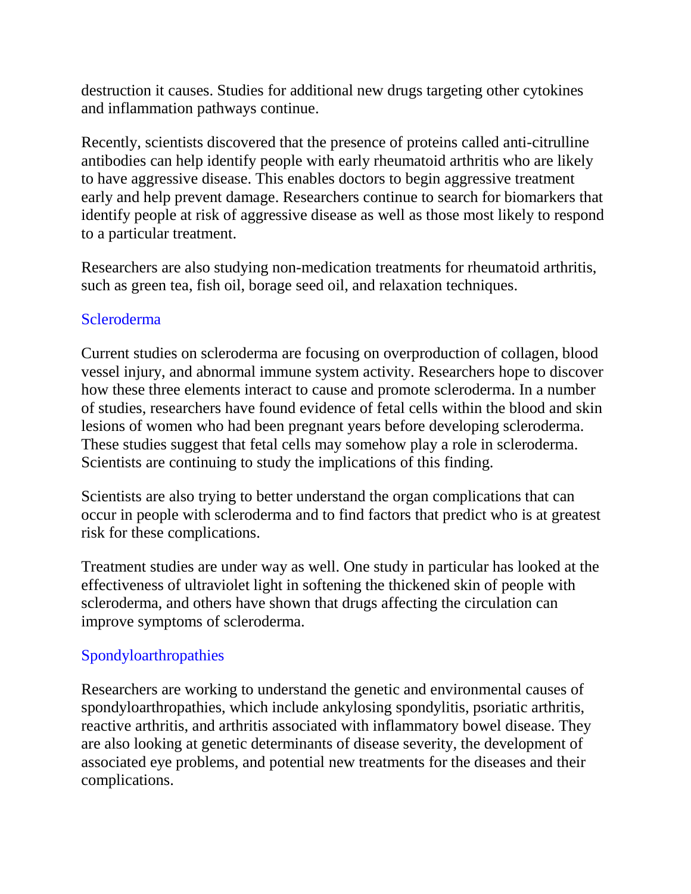destruction it causes. Studies for additional new drugs targeting other cytokines and inflammation pathways continue.

Recently, scientists discovered that the presence of proteins called anti-citrulline antibodies can help identify people with early rheumatoid arthritis who are likely to have aggressive disease. This enables doctors to begin aggressive treatment early and help prevent damage. Researchers continue to search for biomarkers that identify people at risk of aggressive disease as well as those most likely to respond to a particular treatment.

Researchers are also studying non-medication treatments for rheumatoid arthritis, such as green tea, fish oil, borage seed oil, and relaxation techniques.

## Scleroderma

Current studies on scleroderma are focusing on overproduction of collagen, blood vessel injury, and abnormal immune system activity. Researchers hope to discover how these three elements interact to cause and promote scleroderma. In a number of studies, researchers have found evidence of fetal cells within the blood and skin lesions of women who had been pregnant years before developing scleroderma. These studies suggest that fetal cells may somehow play a role in scleroderma. Scientists are continuing to study the implications of this finding.

Scientists are also trying to better understand the organ complications that can occur in people with scleroderma and to find factors that predict who is at greatest risk for these complications.

Treatment studies are under way as well. One study in particular has looked at the effectiveness of ultraviolet light in softening the thickened skin of people with scleroderma, and others have shown that drugs affecting the circulation can improve symptoms of scleroderma.

## Spondyloarthropathies

Researchers are working to understand the genetic and environmental causes of spondyloarthropathies, which include ankylosing spondylitis, psoriatic arthritis, reactive arthritis, and arthritis associated with inflammatory bowel disease. They are also looking at genetic determinants of disease severity, the development of associated eye problems, and potential new treatments for the diseases and their complications.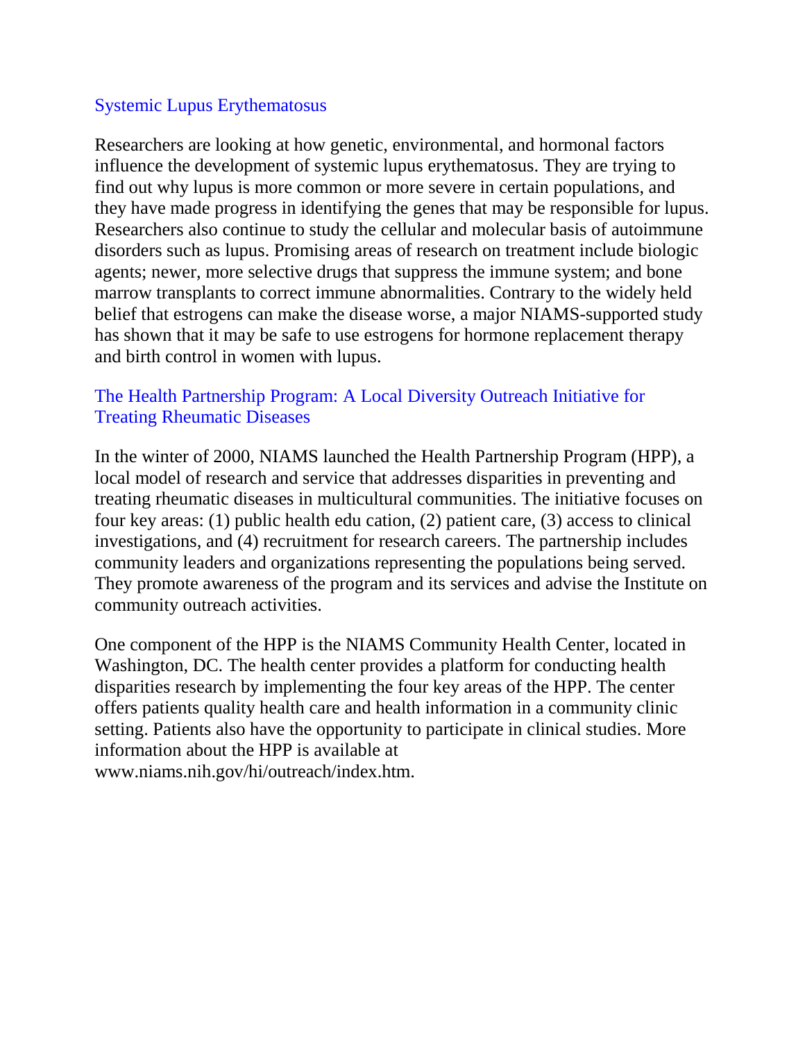## Systemic Lupus Erythematosus

Researchers are looking at how genetic, environmental, and hormonal factors influence the development of systemic lupus erythematosus. They are trying to find out why lupus is more common or more severe in certain populations, and they have made progress in identifying the genes that may be responsible for lupus. Researchers also continue to study the cellular and molecular basis of autoimmune disorders such as lupus. Promising areas of research on treatment include biologic agents; newer, more selective drugs that suppress the immune system; and bone marrow transplants to correct immune abnormalities. Contrary to the widely held belief that estrogens can make the disease worse, a major NIAMS-supported study has shown that it may be safe to use estrogens for hormone replacement therapy and birth control in women with lupus.

## The Health Partnership Program: A Local Diversity Outreach Initiative for Treating Rheumatic Diseases

In the winter of 2000, NIAMS launched the Health Partnership Program (HPP), a local model of research and service that addresses disparities in preventing and treating rheumatic diseases in multicultural communities. The initiative focuses on four key areas: (1) public health edu cation, (2) patient care, (3) access to clinical investigations, and (4) recruitment for research careers. The partnership includes community leaders and organizations representing the populations being served. They promote awareness of the program and its services and advise the Institute on community outreach activities.

One component of the HPP is the NIAMS Community Health Center, located in Washington, DC. The health center provides a platform for conducting health disparities research by implementing the four key areas of the HPP. The center offers patients quality health care and health information in a community clinic setting. Patients also have the opportunity to participate in clinical studies. More information about the HPP is available at www.niams.nih.gov/hi/outreach/index.htm.